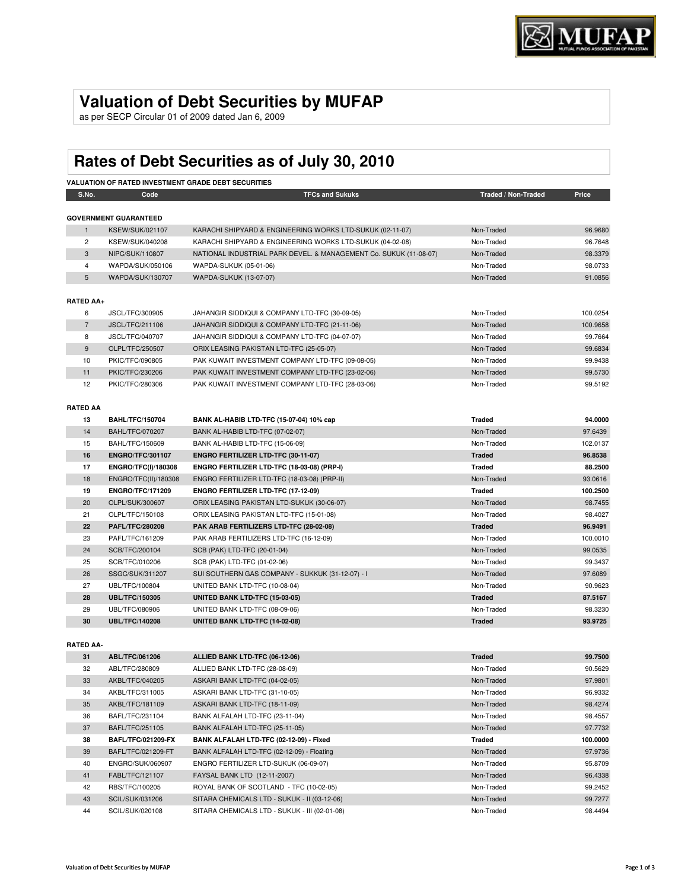# Valuation of Debt Securities by MUFAP

as per SECP Circular 01 of 2009 dated Jan 6, 2009

# Rates of Debt Securities as of July 30, 2010

**VALUATION OF RATED INVESTMENT GRADE DEBT SECURITIES**

| S.No. | Code | TFCs and Sukuks | Traded / Non-Traded | Price |
|---|---|---|---|---|
| **GOVERNMENT GUARANTEED** | | | | |
| 1 | KSEW/SUK/021107 | KARACHI SHIPYARD & ENGINEERING WORKS LTD-SUKUK (02-11-07) | Non-Traded | 96.9680 |
| 2 | KSEW/SUK/040208 | KARACHI SHIPYARD & ENGINEERING WORKS LTD-SUKUK (04-02-08) | Non-Traded | 96.7648 |
| 3 | NIPC/SUK/110807 | NATIONAL INDUSTRIAL PARK DEVEL. & MANAGEMENT Co. SUKUK (11-08-07) | Non-Traded | 98.3379 |
| 4 | WAPDA/SUK/050106 | WAPDA-SUKUK (05-01-06) | Non-Traded | 98.0733 |
| 5 | WAPDA/SUK/130707 | WAPDA-SUKUK (13-07-07) | Non-Traded | 91.0856 |
| **RATED AA+** | | | | |
| 6 | JSCL/TFC/300905 | JAHANGIR SIDDIQUI & COMPANY LTD-TFC (30-09-05) | Non-Traded | 100.0254 |
| 7 | JSCL/TFC/211106 | JAHANGIR SIDDIQUI & COMPANY LTD-TFC (21-11-06) | Non-Traded | 100.9658 |
| 8 | JSCL/TFC/040707 | JAHANGIR SIDDIQUI & COMPANY LTD-TFC (04-07-07) | Non-Traded | 99.7664 |
| 9 | OLPL/TFC/250507 | ORIX LEASING PAKISTAN LTD-TFC (25-05-07) | Non-Traded | 99.6834 |
| 10 | PKIC/TFC/090805 | PAK KUWAIT INVESTMENT COMPANY LTD-TFC (09-08-05) | Non-Traded | 99.9438 |
| 11 | PKIC/TFC/230206 | PAK KUWAIT INVESTMENT COMPANY LTD-TFC (23-02-06) | Non-Traded | 99.5730 |
| 12 | PKIC/TFC/280306 | PAK KUWAIT INVESTMENT COMPANY LTD-TFC (28-03-06) | Non-Traded | 99.5192 |
| **RATED AA** | | | | |
| **13** | **BAHL/TFC/150704** | **BANK AL-HABIB LTD-TFC (15-07-04) 10% cap** | **Traded** | **94.0000** |
| 14 | BAHL/TFC/070207 | BANK AL-HABIB LTD-TFC (07-02-07) | Non-Traded | 97.6439 |
| 15 | BAHL/TFC/150609 | BANK AL-HABIB LTD-TFC (15-06-09) | Non-Traded | 102.0137 |
| **16** | **ENGRO/TFC/301107** | **ENGRO FERTILIZER LTD-TFC (30-11-07)** | **Traded** | **96.8538** |
| **17** | **ENGRO/TFC(I)/180308** | **ENGRO FERTILIZER LTD-TFC (18-03-08) (PRP-I)** | **Traded** | **88.2500** |
| 18 | ENGRO/TFC(II)/180308 | ENGRO FERTILIZER LTD-TFC (18-03-08) (PRP-II) | Non-Traded | 93.0616 |
| **19** | **ENGRO/TFC/171209** | **ENGRO FERTILIZER LTD-TFC (17-12-09)** | **Traded** | **100.2500** |
| 20 | OLPL/SUK/300607 | ORIX LEASING PAKISTAN LTD-SUKUK (30-06-07) | Non-Traded | 98.7455 |
| 21 | OLPL/TFC/150108 | ORIX LEASING PAKISTAN LTD-TFC (15-01-08) | Non-Traded | 98.4027 |
| **22** | **PAFL/TFC/280208** | **PAK ARAB FERTILIZERS LTD-TFC (28-02-08)** | **Traded** | **96.9491** |
| 23 | PAFL/TFC/161209 | PAK ARAB FERTILIZERS LTD-TFC (16-12-09) | Non-Traded | 100.0010 |
| 24 | SCB/TFC/200104 | SCB (PAK) LTD-TFC (20-01-04) | Non-Traded | 99.0535 |
| 25 | SCB/TFC/010206 | SCB (PAK) LTD-TFC (01-02-06) | Non-Traded | 99.3437 |
| 26 | SSGC/SUK/311207 | SUI SOUTHERN GAS COMPANY - SUKKUK (31-12-07) - I | Non-Traded | 97.6089 |
| 27 | UBL/TFC/100804 | UNITED BANK LTD-TFC (10-08-04) | Non-Traded | 90.9623 |
| **28** | **UBL/TFC/150305** | **UNITED BANK LTD-TFC (15-03-05)** | **Traded** | **87.5167** |
| 29 | UBL/TFC/080906 | UNITED BANK LTD-TFC (08-09-06) | Non-Traded | 98.3230 |
| **30** | **UBL/TFC/140208** | **UNITED BANK LTD-TFC (14-02-08)** | **Traded** | **93.9725** |
| **RATED AA-** | | | | |
| **31** | **ABL/TFC/061206** | **ALLIED BANK LTD-TFC (06-12-06)** | **Traded** | **99.7500** |
| 32 | ABL/TFC/280809 | ALLIED BANK LTD-TFC (28-08-09) | Non-Traded | 90.5629 |
| 33 | AKBL/TFC/040205 | ASKARI BANK LTD-TFC (04-02-05) | Non-Traded | 97.9801 |
| 34 | AKBL/TFC/311005 | ASKARI BANK LTD-TFC (31-10-05) | Non-Traded | 96.9332 |
| 35 | AKBL/TFC/181109 | ASKARI BANK LTD-TFC (18-11-09) | Non-Traded | 98.4274 |
| 36 | BAFL/TFC/231104 | BANK ALFALAH LTD-TFC (23-11-04) | Non-Traded | 98.4557 |
| 37 | BAFL/TFC/251105 | BANK ALFALAH LTD-TFC (25-11-05) | Non-Traded | 97.7732 |
| **38** | **BAFL/TFC/021209-FX** | **BANK ALFALAH LTD-TFC (02-12-09) - Fixed** | **Traded** | **100.0000** |
| 39 | BAFL/TFC/021209-FT | BANK ALFALAH LTD-TFC (02-12-09) - Floating | Non-Traded | 97.9736 |
| 40 | ENGRO/SUK/060907 | ENGRO FERTILIZER LTD-SUKUK (06-09-07) | Non-Traded | 95.8709 |
| 41 | FABL/TFC/121107 | FAYSAL BANK LTD (12-11-2007) | Non-Traded | 96.4338 |
| 42 | RBS/TFC/100205 | ROYAL BANK OF SCOTLAND - TFC (10-02-05) | Non-Traded | 99.2452 |
| 43 | SCIL/SUK/031206 | SITARA CHEMICALS LTD - SUKUK - II (03-12-06) | Non-Traded | 99.7277 |
| 44 | SCIL/SUK/020108 | SITARA CHEMICALS LTD - SUKUK - III (02-01-08) | Non-Traded | 98.4494 |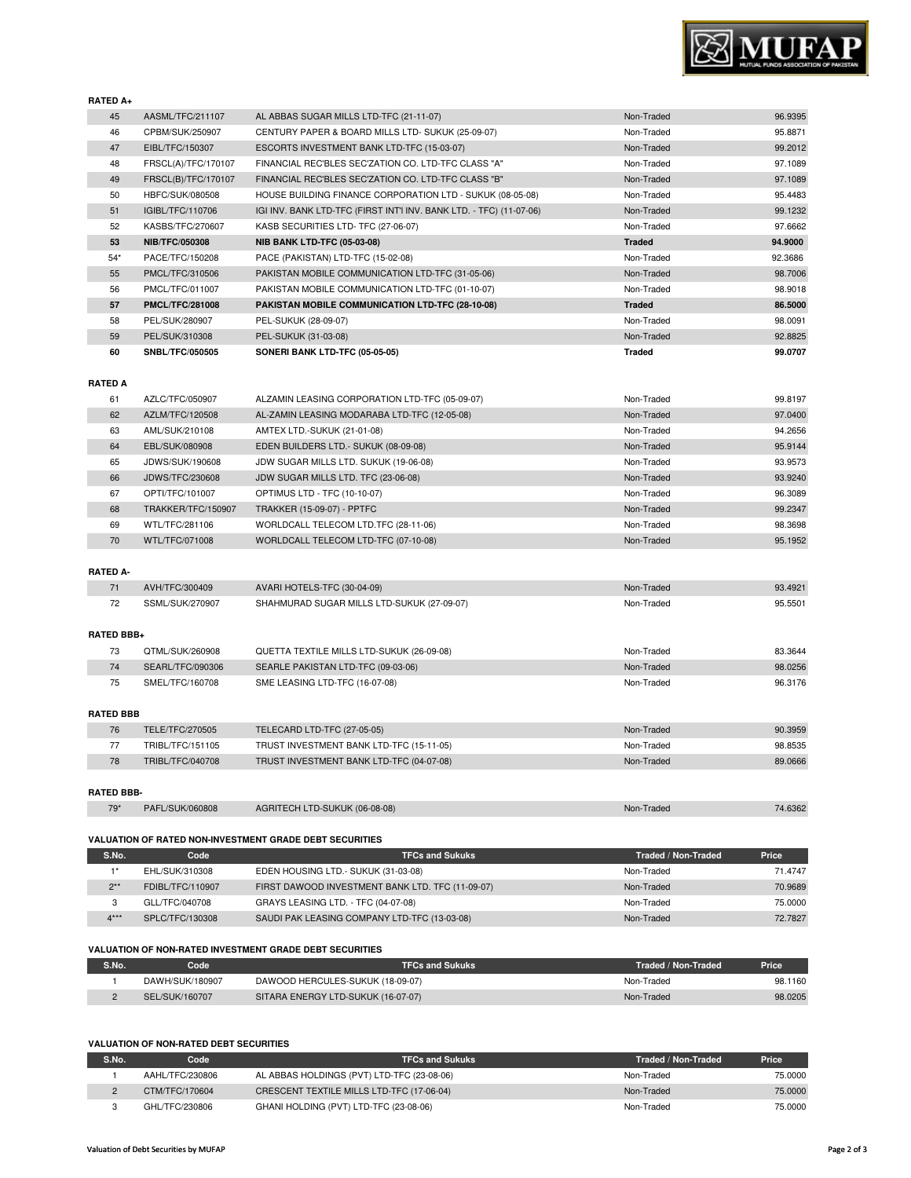**RATED A+**

| S.No. | Code | TFCs and Sukuks | Traded / Non-Traded | Price |
|---|---|---|---|---|
| 45 | AASML/TFC/211107 | AL ABBAS SUGAR MILLS LTD-TFC (21-11-07) | Non-Traded | 96.9395 |
| 46 | CPBM/SUK/250907 | CENTURY PAPER & BOARD MILLS LTD- SUKUK (25-09-07) | Non-Traded | 95.8871 |
| 47 | EIBL/TFC/150307 | ESCORTS INVESTMENT BANK LTD-TFC (15-03-07) | Non-Traded | 99.2012 |
| 48 | FRSCL(A)/TFC/170107 | FINANCIAL REC'BLES SEC'ZATION CO. LTD-TFC CLASS "A" | Non-Traded | 97.1089 |
| 49 | FRSCL(B)/TFC/170107 | FINANCIAL REC'BLES SEC'ZATION CO. LTD-TFC CLASS "B" | Non-Traded | 97.1089 |
| 50 | HBFC/SUK/080508 | HOUSE BUILDING FINANCE CORPORATION LTD - SUKUK (08-05-08) | Non-Traded | 95.4483 |
| 51 | IGIBL/TFC/110706 | IGI INV. BANK LTD-TFC (FIRST INT'l INV. BANK LTD. - TFC) (11-07-06) | Non-Traded | 99.1232 |
| 52 | KASBS/TFC/270607 | KASB SECURITIES LTD- TFC (27-06-07) | Non-Traded | 97.6662 |
| **53** | **NIB/TFC/050308** | **NIB BANK LTD-TFC (05-03-08)** | **Traded** | **94.9000** |
| 54* | PACE/TFC/150208 | PACE (PAKISTAN) LTD-TFC (15-02-08) | Non-Traded | 92.3686 |
| 55 | PMCL/TFC/310506 | PAKISTAN MOBILE COMMUNICATION LTD-TFC (31-05-06) | Non-Traded | 98.7006 |
| 56 | PMCL/TFC/011007 | PAKISTAN MOBILE COMMUNICATION LTD-TFC (01-10-07) | Non-Traded | 98.9018 |
| **57** | **PMCL/TFC/281008** | **PAKISTAN MOBILE COMMUNICATION LTD-TFC (28-10-08)** | **Traded** | **86.5000** |
| 58 | PEL/SUK/280907 | PEL-SUKUK (28-09-07) | Non-Traded | 98.0091 |
| 59 | PEL/SUK/310308 | PEL-SUKUK (31-03-08) | Non-Traded | 92.8825 |
| **60** | **SNBL/TFC/050505** | **SONERI BANK LTD-TFC (05-05-05)** | **Traded** | **99.0707** |

**RATED A**

| S.No. | Code | TFCs and Sukuks | Traded / Non-Traded | Price |
|---|---|---|---|---|
| 61 | AZLC/TFC/050907 | ALZAMIN LEASING CORPORATION LTD-TFC (05-09-07) | Non-Traded | 99.8197 |
| 62 | AZLM/TFC/120508 | AL-ZAMIN LEASING MODARABA LTD-TFC (12-05-08) | Non-Traded | 97.0400 |
| 63 | AML/SUK/210108 | AMTEX LTD.-SUKUK (21-01-08) | Non-Traded | 94.2656 |
| 64 | EBL/SUK/080908 | EDEN BUILDERS LTD.- SUKUK (08-09-08) | Non-Traded | 95.9144 |
| 65 | JDWS/SUK/190608 | JDW SUGAR MILLS LTD. SUKUK (19-06-08) | Non-Traded | 93.9573 |
| 66 | JDWS/TFC/230608 | JDW SUGAR MILLS LTD. TFC (23-06-08) | Non-Traded | 93.9240 |
| 67 | OPTI/TFC/101007 | OPTIMUS LTD - TFC (10-10-07) | Non-Traded | 96.3089 |
| 68 | TRAKKER/TFC/150907 | TRAKKER (15-09-07) - PPTFC | Non-Traded | 99.2347 |
| 69 | WTL/TFC/281106 | WORLDCALL TELECOM LTD.TFC (28-11-06) | Non-Traded | 98.3698 |
| 70 | WTL/TFC/071008 | WORLDCALL TELECOM LTD-TFC (07-10-08) | Non-Traded | 95.1952 |

**RATED A-**

| S.No. | Code | TFCs and Sukuks | Traded / Non-Traded | Price |
|---|---|---|---|---|
| 71 | AVH/TFC/300409 | AVARI HOTELS-TFC (30-04-09) | Non-Traded | 93.4921 |
| 72 | SSML/SUK/270907 | SHAHMURAD SUGAR MILLS LTD-SUKUK (27-09-07) | Non-Traded | 95.5501 |

**RATED BBB+**

| S.No. | Code | TFCs and Sukuks | Traded / Non-Traded | Price |
|---|---|---|---|---|
| 73 | QTML/SUK/260908 | QUETTA TEXTILE MILLS LTD-SUKUK (26-09-08) | Non-Traded | 83.3644 |
| 74 | SEARL/TFC/090306 | SEARLE PAKISTAN LTD-TFC (09-03-06) | Non-Traded | 98.0256 |
| 75 | SMEL/TFC/160708 | SME LEASING LTD-TFC (16-07-08) | Non-Traded | 96.3176 |

**RATED BBB**

| S.No. | Code | TFCs and Sukuks | Traded / Non-Traded | Price |
|---|---|---|---|---|
| 76 | TELE/TFC/270505 | TELECARD LTD-TFC (27-05-05) | Non-Traded | 90.3959 |
| 77 | TRIBL/TFC/151105 | TRUST INVESTMENT BANK LTD-TFC (15-11-05) | Non-Traded | 98.8535 |
| 78 | TRIBL/TFC/040708 | TRUST INVESTMENT BANK LTD-TFC (04-07-08) | Non-Traded | 89.0666 |

**RATED BBB-**

| S.No. | Code | TFCs and Sukuks | Traded / Non-Traded | Price |
|---|---|---|---|---|
| 79* | PAFL/SUK/060808 | AGRITECH LTD-SUKUK (06-08-08) | Non-Traded | 74.6362 |

**VALUATION OF RATED NON-INVESTMENT GRADE DEBT SECURITIES**

| S.No. | Code | TFCs and Sukuks | Traded / Non-Traded | Price |
|---|---|---|---|---|
| 1* | EHL/SUK/310308 | EDEN HOUSING LTD.- SUKUK (31-03-08) | Non-Traded | 71.4747 |
| 2** | FDIBL/TFC/110907 | FIRST DAWOOD INVESTMENT BANK LTD. TFC (11-09-07) | Non-Traded | 70.9689 |
| 3 | GLL/TFC/040708 | GRAYS LEASING LTD. - TFC (04-07-08) | Non-Traded | 75.0000 |
| 4*** | SPLC/TFC/130308 | SAUDI PAK LEASING COMPANY LTD-TFC (13-03-08) | Non-Traded | 72.7827 |

**VALUATION OF NON-RATED INVESTMENT GRADE DEBT SECURITIES**

| S.No. | Code | TFCs and Sukuks | Traded / Non-Traded | Price |
|---|---|---|---|---|
| 1 | DAWH/SUK/180907 | DAWOOD HERCULES-SUKUK (18-09-07) | Non-Traded | 98.1160 |
| 2 | SEL/SUK/160707 | SITARA ENERGY LTD-SUKUK (16-07-07) | Non-Traded | 98.0205 |

**VALUATION OF NON-RATED DEBT SECURITIES**

| S.No. | Code | TFCs and Sukuks | Traded / Non-Traded | Price |
|---|---|---|---|---|
| 1 | AAHL/TFC/230806 | AL ABBAS HOLDINGS (PVT) LTD-TFC (23-08-06) | Non-Traded | 75.0000 |
| 2 | CTM/TFC/170604 | CRESCENT TEXTILE MILLS LTD-TFC (17-06-04) | Non-Traded | 75.0000 |
| 3 | GHL/TFC/230806 | GHANI HOLDING (PVT) LTD-TFC (23-08-06) | Non-Traded | 75.0000 |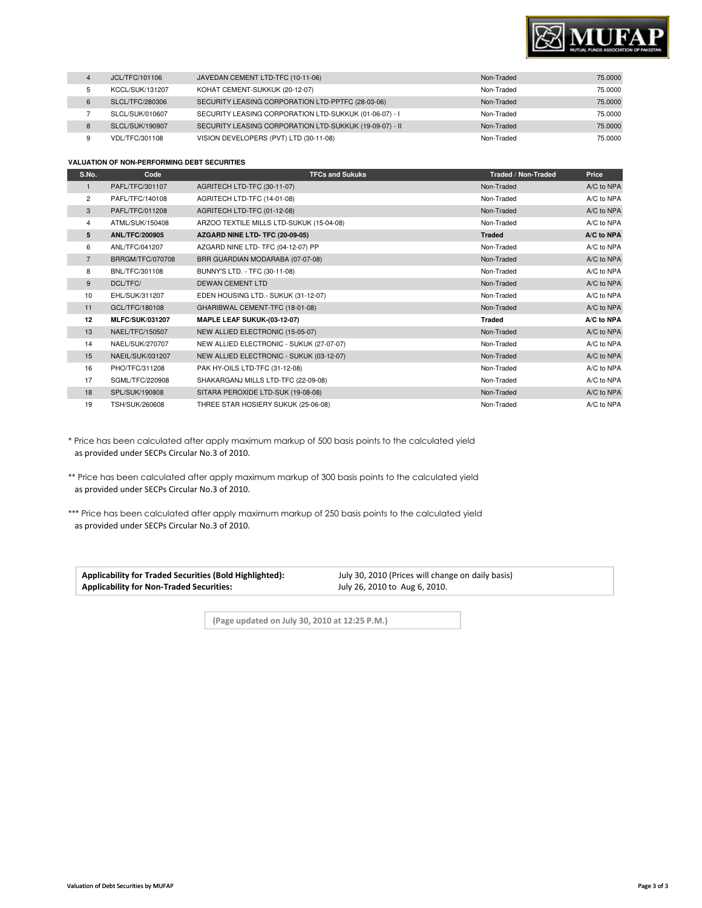| | | | | |
|---|---|---|---|---|
| 4 | JCL/TFC/101106 | JAVEDAN CEMENT LTD-TFC (10-11-06) | Non-Traded | 75.0000 |
| 5 | KCCL/SUK/131207 | KOHAT CEMENT-SUKKUK (20-12-07) | Non-Traded | 75.0000 |
| 6 | SLCL/TFC/280306 | SECURITY LEASING CORPORATION LTD-PPTFC (28-03-06) | Non-Traded | 75.0000 |
| 7 | SLCL/SUK/010607 | SECURITY LEASING CORPORATION LTD-SUKKUK (01-06-07) - I | Non-Traded | 75.0000 |
| 8 | SLCL/SUK/190907 | SECURITY LEASING CORPORATION LTD-SUKKUK (19-09-07) - II | Non-Traded | 75.0000 |
| 9 | VDL/TFC/301108 | VISION DEVELOPERS (PVT) LTD (30-11-08) | Non-Traded | 75.0000 |

**VALUATION OF NON-PERFORMING DEBT SECURITIES**

| S.No. | Code | TFCs and Sukuks | Traded / Non-Traded | Price |
|---|---|---|---|---|
| 1 | PAFL/TFC/301107 | AGRITECH LTD-TFC (30-11-07) | Non-Traded | A/C to NPA |
| 2 | PAFL/TFC/140108 | AGRITECH LTD-TFC (14-01-08) | Non-Traded | A/C to NPA |
| 3 | PAFL/TFC/011208 | AGRITECH LTD-TFC (01-12-08) | Non-Traded | A/C to NPA |
| 4 | ATML/SUK/150408 | ARZOO TEXTILE MILLS LTD-SUKUK (15-04-08) | Non-Traded | A/C to NPA |
| **5** | **ANL/TFC/200905** | **AZGARD NINE LTD- TFC (20-09-05)** | **Traded** | **A/C to NPA** |
| 6 | ANL/TFC/041207 | AZGARD NINE LTD- TFC (04-12-07) PP | Non-Traded | A/C to NPA |
| 7 | BRRGM/TFC/070708 | BRR GUARDIAN MODARABA (07-07-08) | Non-Traded | A/C to NPA |
| 8 | BNL/TFC/301108 | BUNNY'S LTD. - TFC (30-11-08) | Non-Traded | A/C to NPA |
| 9 | DCL/TFC/ | DEWAN CEMENT LTD | Non-Traded | A/C to NPA |
| 10 | EHL/SUK/311207 | EDEN HOUSING LTD.- SUKUK (31-12-07) | Non-Traded | A/C to NPA |
| 11 | GCL/TFC/180108 | GHARIBWAL CEMENT-TFC (18-01-08) | Non-Traded | A/C to NPA |
| **12** | **MLFC/SUK/031207** | **MAPLE LEAF SUKUK-(03-12-07)** | **Traded** | **A/C to NPA** |
| 13 | NAEL/TFC/150507 | NEW ALLIED ELECTRONIC (15-05-07) | Non-Traded | A/C to NPA |
| 14 | NAEL/SUK/270707 | NEW ALLIED ELECTRONIC - SUKUK (27-07-07) | Non-Traded | A/C to NPA |
| 15 | NAEIL/SUK/031207 | NEW ALLIED ELECTRONIC - SUKUK (03-12-07) | Non-Traded | A/C to NPA |
| 16 | PHO/TFC/311208 | PAK HY-OILS LTD-TFC (31-12-08) | Non-Traded | A/C to NPA |
| 17 | SGML/TFC/220908 | SHAKARGANJ MILLS LTD-TFC (22-09-08) | Non-Traded | A/C to NPA |
| 18 | SPL/SUK/190808 | SITARA PEROXIDE LTD-SUK (19-08-08) | Non-Traded | A/C to NPA |
| 19 | TSH/SUK/260608 | THREE STAR HOSIERY SUKUK (25-06-08) | Non-Traded | A/C to NPA |

\* Price has been calculated after apply maximum markup of 500 basis points to the calculated yield as provided under SECPs Circular No.3 of 2010.

\** Price has been calculated after apply maximum markup of 300 basis points to the calculated yield as provided under SECPs Circular No.3 of 2010.

\*** Price has been calculated after apply maximum markup of 250 basis points to the calculated yield as provided under SECPs Circular No.3 of 2010.

| | |
|---|---|
| **Applicability for Traded Securities (Bold Highlighted):** | July 30, 2010 (Prices will change on daily basis) |
| **Applicability for Non-Traded Securities:** | July 26, 2010 to Aug 6, 2010. |

**(Page updated on July 30, 2010 at 12:25 P.M.)**